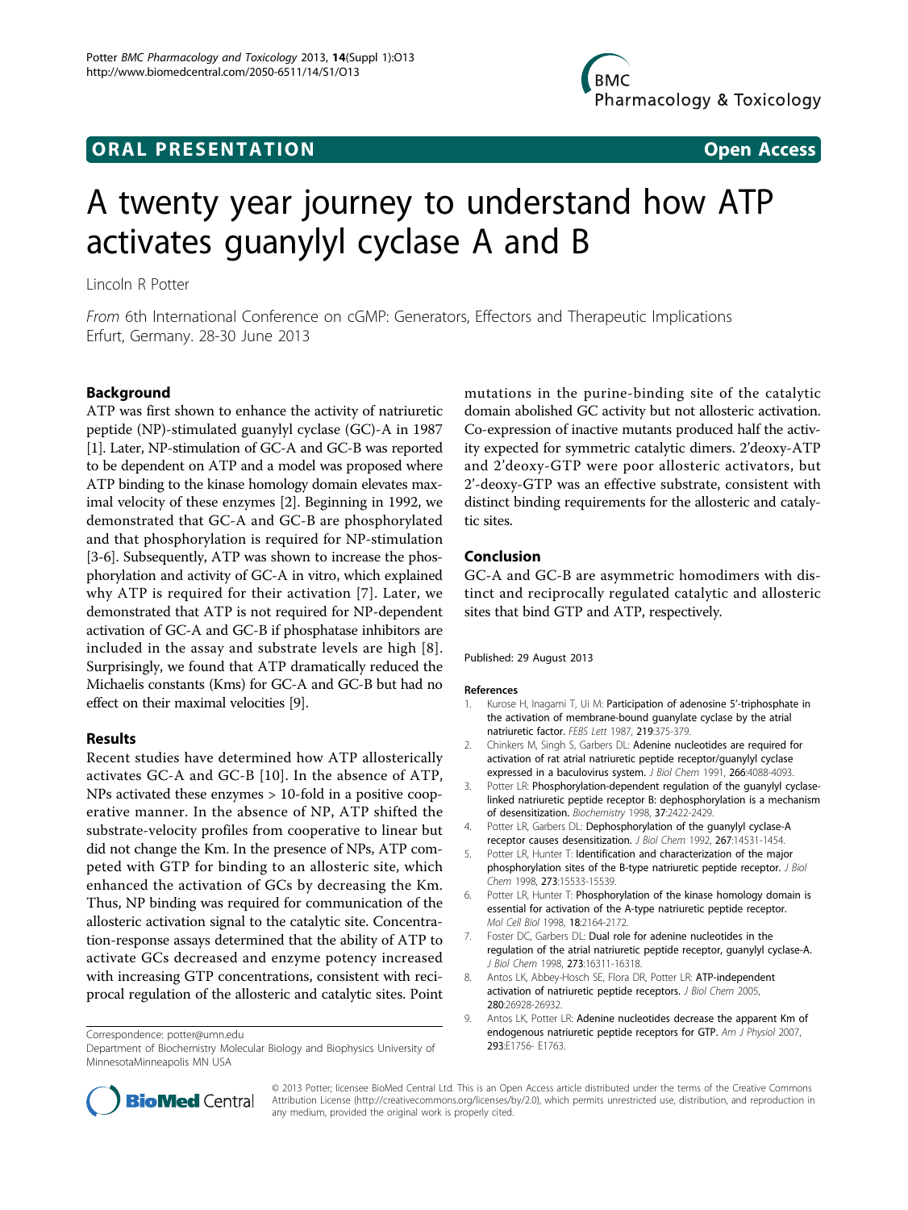**ORAL PRESENTATION** **Open Access**

# A twenty year journey to understand how ATP activates guanylyl cyclase A and B

Lincoln R Potter

*From* 6th International Conference on cGMP: Generators, Effectors and Therapeutic Implications
Erfurt, Germany. 28-30 June 2013

## Background

ATP was first shown to enhance the activity of natriuretic peptide (NP)-stimulated guanylyl cyclase (GC)-A in 1987 [1]. Later, NP-stimulation of GC-A and GC-B was reported to be dependent on ATP and a model was proposed where ATP binding to the kinase homology domain elevates maximal velocity of these enzymes [2]. Beginning in 1992, we demonstrated that GC-A and GC-B are phosphorylated and that phosphorylation is required for NP-stimulation [3-6]. Subsequently, ATP was shown to increase the phosphorylation and activity of GC-A in vitro, which explained why ATP is required for their activation [7]. Later, we demonstrated that ATP is not required for NP-dependent activation of GC-A and GC-B if phosphatase inhibitors are included in the assay and substrate levels are high [8]. Surprisingly, we found that ATP dramatically reduced the Michaelis constants (Kms) for GC-A and GC-B but had no effect on their maximal velocities [9].

## Results

Recent studies have determined how ATP allosterically activates GC-A and GC-B [10]. In the absence of ATP, NPs activated these enzymes > 10-fold in a positive cooperative manner. In the absence of NP, ATP shifted the substrate-velocity profiles from cooperative to linear but did not change the Km. In the presence of NPs, ATP competed with GTP for binding to an allosteric site, which enhanced the activation of GCs by decreasing the Km. Thus, NP binding was required for communication of the allosteric activation signal to the catalytic site. Concentration-response assays determined that the ability of ATP to activate GCs decreased and enzyme potency increased with increasing GTP concentrations, consistent with reciprocal regulation of the allosteric and catalytic sites. Point mutations in the purine-binding site of the catalytic domain abolished GC activity but not allosteric activation. Co-expression of inactive mutants produced half the activity expected for symmetric catalytic dimers. 2'deoxy-ATP and 2'deoxy-GTP were poor allosteric activators, but 2'-deoxy-GTP was an effective substrate, consistent with distinct binding requirements for the allosteric and catalytic sites.

## Conclusion

GC-A and GC-B are asymmetric homodimers with distinct and reciprocally regulated catalytic and allosteric sites that bind GTP and ATP, respectively.

Published: 29 August 2013

### References

1. Kurose H, Inagami T, Ui M: **Participation of adenosine 5'-triphosphate in the activation of membrane-bound guanylate cyclase by the atrial natriuretic factor.** *FEBS Lett* 1987, **219**:375-379.
2. Chinkers M, Singh S, Garbers DL: **Adenine nucleotides are required for activation of rat atrial natriuretic peptide receptor/guanylyl cyclase expressed in a baculovirus system.** *J Biol Chem* 1991, **266**:4088-4093.
3. Potter LR: **Phosphorylation-dependent regulation of the guanylyl cyclase-linked natriuretic peptide receptor B: dephosphorylation is a mechanism of desensitization.** *Biochemistry* 1998, **37**:2422-2429.
4. Potter LR, Garbers DL: **Dephosphorylation of the guanylyl cyclase-A receptor causes desensitization.** *J Biol Chem* 1992, **267**:14531-1454.
5. Potter LR, Hunter T: **Identification and characterization of the major phosphorylation sites of the B-type natriuretic peptide receptor.** *J Biol Chem* 1998, **273**:15533-15539.
6. Potter LR, Hunter T: **Phosphorylation of the kinase homology domain is essential for activation of the A-type natriuretic peptide receptor.** *Mol Cell Biol* 1998, **18**:2164-2172.
7. Foster DC, Garbers DL: **Dual role for adenine nucleotides in the regulation of the atrial natriuretic peptide receptor, guanylyl cyclase-A.** *J Biol Chem* 1998, **273**:16311-16318.
8. Antos LK, Abbey-Hosch SE, Flora DR, Potter LR: **ATP-independent activation of natriuretic peptide receptors.** *J Biol Chem* 2005, **280**:26928-26932.
9. Antos LK, Potter LR: **Adenine nucleotides decrease the apparent Km of endogenous natriuretic peptide receptors for GTP.** *Am J Physiol* 2007, **293**:E1756- E1763.

Correspondence: potter@umn.edu
Department of Biochemistry Molecular Biology and Biophysics University of MinnesotaMinneapolis MN USA

© 2013 Potter; licensee BioMed Central Ltd. This is an Open Access article distributed under the terms of the Creative Commons Attribution License (http://creativecommons.org/licenses/by/2.0), which permits unrestricted use, distribution, and reproduction in any medium, provided the original work is properly cited.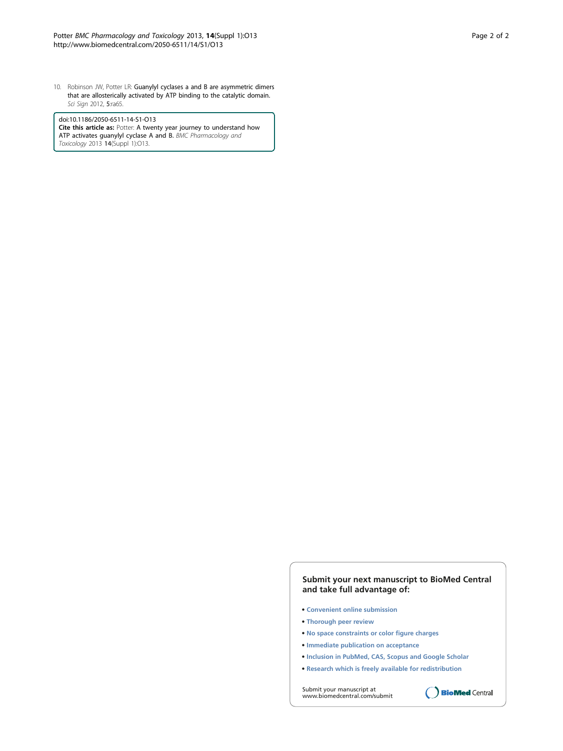10. Robinson JW, Potter LR: Guanylyl cyclases a and B are asymmetric dimers that are allosterically activated by ATP binding to the catalytic domain. *Sci Sign* 2012, **5**:ra65.

doi:10.1186/2050-6511-14-S1-O13
**Cite this article as:** Potter: A twenty year journey to understand how ATP activates guanylyl cyclase A and B. *BMC Pharmacology and Toxicology* 2013 **14**(Suppl 1):O13.

**Submit your next manuscript to BioMed Central and take full advantage of:**

- **Convenient online submission**
- **Thorough peer review**
- **No space constraints or color figure charges**
- **Immediate publication on acceptance**
- **Inclusion in PubMed, CAS, Scopus and Google Scholar**
- **Research which is freely available for redistribution**

Submit your manuscript at
www.biomedcentral.com/submit

BioMed Central